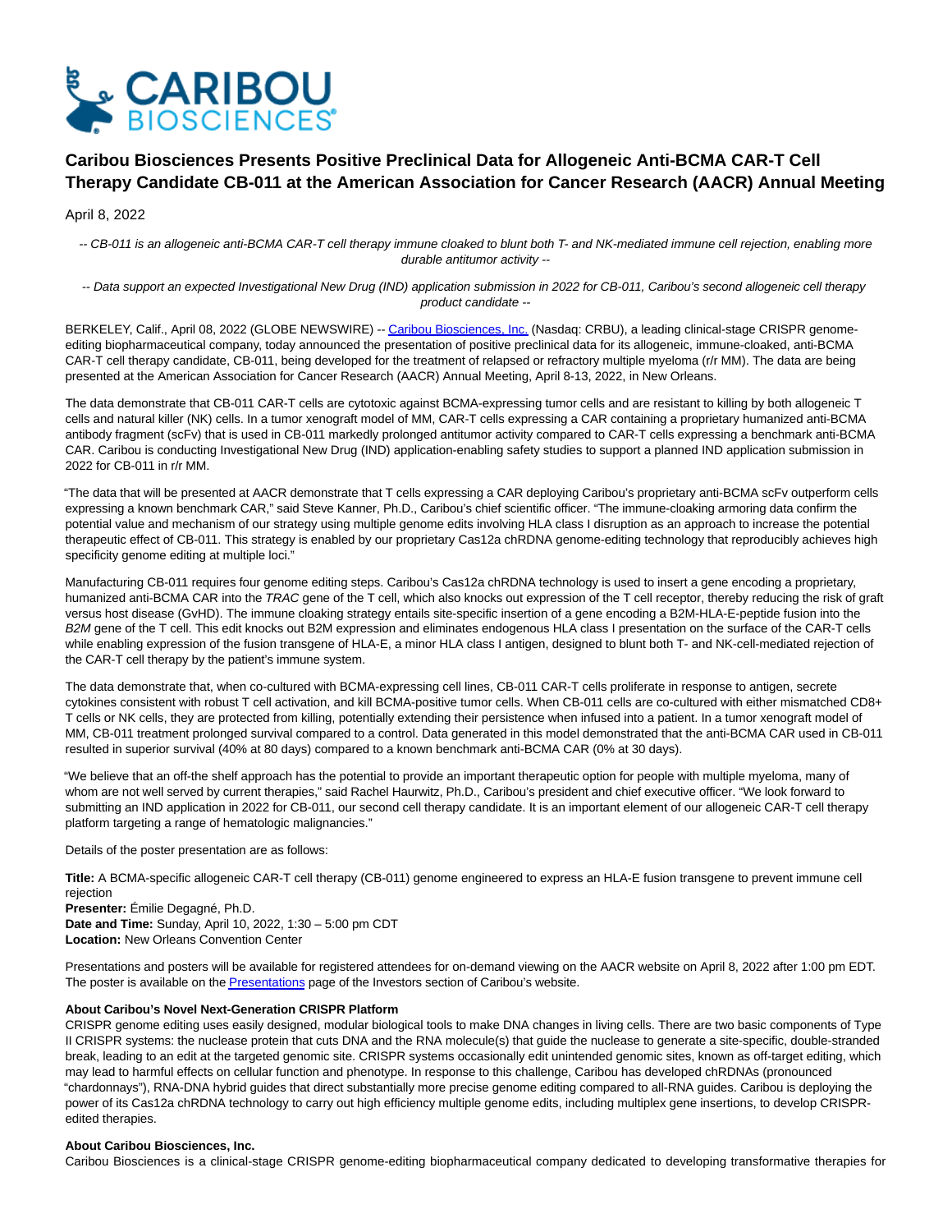# Caribou Biosciences Presents Positive Preclinical Data for Allogeneic Anti-BCMA CAR-T Cell Therapy Candidate CB-011 at the American Association for Cancer Research (AACR) Annual Meeting

April 8, 2022

*-- CB-011 is an allogeneic anti-BCMA CAR-T cell therapy immune cloaked to blunt both T- and NK-mediated immune cell rejection, enabling more durable antitumor activity --*

*-- Data support an expected Investigational New Drug (IND) application submission in 2022 for CB-011, Caribou's second allogeneic cell therapy product candidate --*

BERKELEY, Calif., April 08, 2022 (GLOBE NEWSWIRE) -- Caribou Biosciences, Inc. (Nasdaq: CRBU), a leading clinical-stage CRISPR genome-editing biopharmaceutical company, today announced the presentation of positive preclinical data for its allogeneic, immune-cloaked, anti-BCMA CAR-T cell therapy candidate, CB-011, being developed for the treatment of relapsed or refractory multiple myeloma (r/r MM). The data are being presented at the American Association for Cancer Research (AACR) Annual Meeting, April 8-13, 2022, in New Orleans.

The data demonstrate that CB-011 CAR-T cells are cytotoxic against BCMA-expressing tumor cells and are resistant to killing by both allogeneic T cells and natural killer (NK) cells. In a tumor xenograft model of MM, CAR-T cells expressing a CAR containing a proprietary humanized anti-BCMA antibody fragment (scFv) that is used in CB-011 markedly prolonged antitumor activity compared to CAR-T cells expressing a benchmark anti-BCMA CAR. Caribou is conducting Investigational New Drug (IND) application-enabling safety studies to support a planned IND application submission in 2022 for CB-011 in r/r MM.

"The data that will be presented at AACR demonstrate that T cells expressing a CAR deploying Caribou's proprietary anti-BCMA scFv outperform cells expressing a known benchmark CAR," said Steve Kanner, Ph.D., Caribou's chief scientific officer. "The immune-cloaking armoring data confirm the potential value and mechanism of our strategy using multiple genome edits involving HLA class I disruption as an approach to increase the potential therapeutic effect of CB-011. This strategy is enabled by our proprietary Cas12a chRDNA genome-editing technology that reproducibly achieves high specificity genome editing at multiple loci."

Manufacturing CB-011 requires four genome editing steps. Caribou's Cas12a chRDNA technology is used to insert a gene encoding a proprietary, humanized anti-BCMA CAR into the *TRAC* gene of the T cell, which also knocks out expression of the T cell receptor, thereby reducing the risk of graft versus host disease (GvHD). The immune cloaking strategy entails site-specific insertion of a gene encoding a B2M-HLA-E-peptide fusion into the *B2M* gene of the T cell. This edit knocks out B2M expression and eliminates endogenous HLA class I presentation on the surface of the CAR-T cells while enabling expression of the fusion transgene of HLA-E, a minor HLA class I antigen, designed to blunt both T- and NK-cell-mediated rejection of the CAR-T cell therapy by the patient's immune system.

The data demonstrate that, when co-cultured with BCMA-expressing cell lines, CB-011 CAR-T cells proliferate in response to antigen, secrete cytokines consistent with robust T cell activation, and kill BCMA-positive tumor cells. When CB-011 cells are co-cultured with either mismatched CD8+ T cells or NK cells, they are protected from killing, potentially extending their persistence when infused into a patient. In a tumor xenograft model of MM, CB-011 treatment prolonged survival compared to a control. Data generated in this model demonstrated that the anti-BCMA CAR used in CB-011 resulted in superior survival (40% at 80 days) compared to a known benchmark anti-BCMA CAR (0% at 30 days).

"We believe that an off-the shelf approach has the potential to provide an important therapeutic option for people with multiple myeloma, many of whom are not well served by current therapies," said Rachel Haurwitz, Ph.D., Caribou's president and chief executive officer. "We look forward to submitting an IND application in 2022 for CB-011, our second cell therapy candidate. It is an important element of our allogeneic CAR-T cell therapy platform targeting a range of hematologic malignancies."

Details of the poster presentation are as follows:

**Title:** A BCMA-specific allogeneic CAR-T cell therapy (CB-011) genome engineered to express an HLA-E fusion transgene to prevent immune cell rejection
**Presenter:** Émilie Degagné, Ph.D.
**Date and Time:** Sunday, April 10, 2022, 1:30 – 5:00 pm CDT
**Location:** New Orleans Convention Center

Presentations and posters will be available for registered attendees for on-demand viewing on the AACR website on April 8, 2022 after 1:00 pm EDT. The poster is available on the Presentations page of the Investors section of Caribou's website.

**About Caribou's Novel Next-Generation CRISPR Platform**
CRISPR genome editing uses easily designed, modular biological tools to make DNA changes in living cells. There are two basic components of Type II CRISPR systems: the nuclease protein that cuts DNA and the RNA molecule(s) that guide the nuclease to generate a site-specific, double-stranded break, leading to an edit at the targeted genomic site. CRISPR systems occasionally edit unintended genomic sites, known as off-target editing, which may lead to harmful effects on cellular function and phenotype. In response to this challenge, Caribou has developed chRDNAs (pronounced "chardonnays"), RNA-DNA hybrid guides that direct substantially more precise genome editing compared to all-RNA guides. Caribou is deploying the power of its Cas12a chRDNA technology to carry out high efficiency multiple genome edits, including multiplex gene insertions, to develop CRISPR-edited therapies.

**About Caribou Biosciences, Inc.**
Caribou Biosciences is a clinical-stage CRISPR genome-editing biopharmaceutical company dedicated to developing transformative therapies for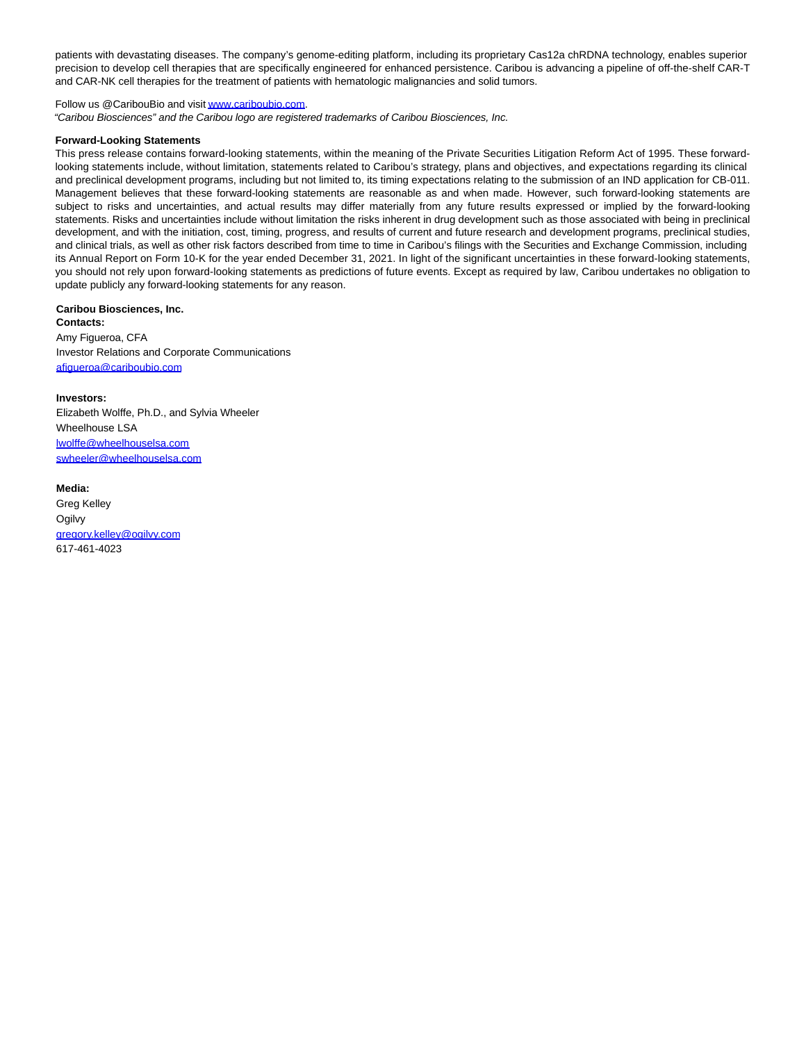patients with devastating diseases. The company's genome-editing platform, including its proprietary Cas12a chRDNA technology, enables superior precision to develop cell therapies that are specifically engineered for enhanced persistence. Caribou is advancing a pipeline of off-the-shelf CAR-T and CAR-NK cell therapies for the treatment of patients with hematologic malignancies and solid tumors.

Follow us @CaribouBio and visit www.cariboubio.com.

*"Caribou Biosciences" and the Caribou logo are registered trademarks of Caribou Biosciences, Inc.*

**Forward-Looking Statements**

This press release contains forward-looking statements, within the meaning of the Private Securities Litigation Reform Act of 1995. These forward-looking statements include, without limitation, statements related to Caribou's strategy, plans and objectives, and expectations regarding its clinical and preclinical development programs, including but not limited to, its timing expectations relating to the submission of an IND application for CB-011. Management believes that these forward-looking statements are reasonable as and when made. However, such forward-looking statements are subject to risks and uncertainties, and actual results may differ materially from any future results expressed or implied by the forward-looking statements. Risks and uncertainties include without limitation the risks inherent in drug development such as those associated with being in preclinical development, and with the initiation, cost, timing, progress, and results of current and future research and development programs, preclinical studies, and clinical trials, as well as other risk factors described from time to time in Caribou's filings with the Securities and Exchange Commission, including its Annual Report on Form 10-K for the year ended December 31, 2021. In light of the significant uncertainties in these forward-looking statements, you should not rely upon forward-looking statements as predictions of future events. Except as required by law, Caribou undertakes no obligation to update publicly any forward-looking statements for any reason.

**Caribou Biosciences, Inc.**
**Contacts:**
Amy Figueroa, CFA
Investor Relations and Corporate Communications
afigueroa@cariboubio.com

**Investors:**
Elizabeth Wolffe, Ph.D., and Sylvia Wheeler
Wheelhouse LSA
lwolffe@wheelhouselsa.com
swheeler@wheelhouselsa.com

**Media:**
Greg Kelley
Ogilvy
gregory.kelley@ogilvy.com
617-461-4023